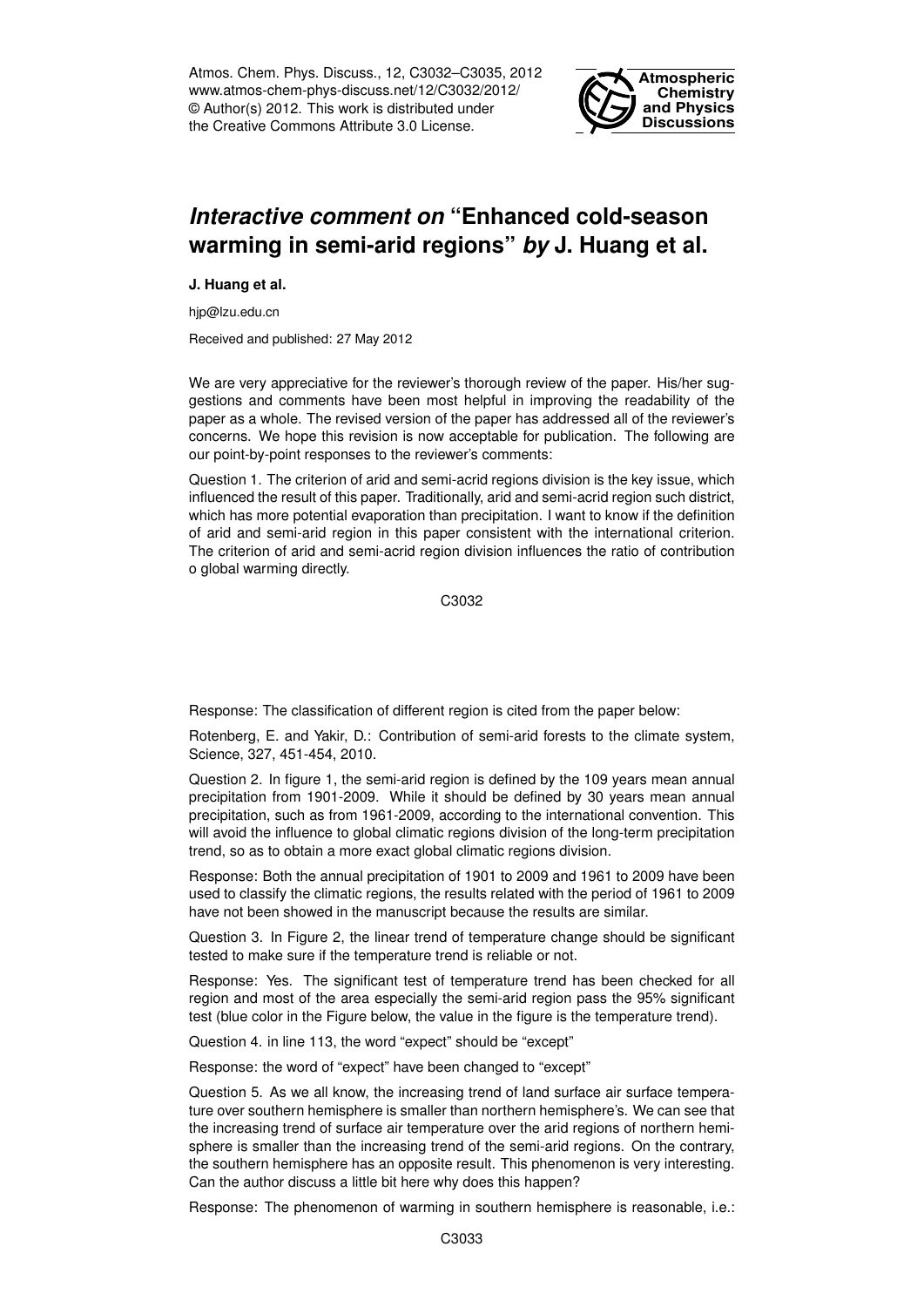Atmos. Chem. Phys. Discuss., 12, C3032–C3035, 2012
www.atmos-chem-phys-discuss.net/12/C3032/2012/
© Author(s) 2012. This work is distributed under
the Creative Commons Attribute 3.0 License.

**Atmospheric Chemistry and Physics Discussions**

# *Interactive comment on* "Enhanced cold-season warming in semi-arid regions" *by* J. Huang et al.

**J. Huang et al.**

hjp@lzu.edu.cn

Received and published: 27 May 2012

We are very appreciative for the reviewer's thorough review of the paper. His/her suggestions and comments have been most helpful in improving the readability of the paper as a whole. The revised version of the paper has addressed all of the reviewer's concerns. We hope this revision is now acceptable for publication. The following are our point-by-point responses to the reviewer's comments:

Question 1. The criterion of arid and semi-acrid regions division is the key issue, which influenced the result of this paper. Traditionally, arid and semi-acrid region such district, which has more potential evaporation than precipitation. I want to know if the definition of arid and semi-arid region in this paper consistent with the international criterion. The criterion of arid and semi-acrid region division influences the ratio of contribution o global warming directly.

Response: The classification of different region is cited from the paper below:

Rotenberg, E. and Yakir, D.: Contribution of semi-arid forests to the climate system, Science, 327, 451-454, 2010.

Question 2. In figure 1, the semi-arid region is defined by the 109 years mean annual precipitation from 1901-2009. While it should be defined by 30 years mean annual precipitation, such as from 1961-2009, according to the international convention. This will avoid the influence to global climatic regions division of the long-term precipitation trend, so as to obtain a more exact global climatic regions division.

Response: Both the annual precipitation of 1901 to 2009 and 1961 to 2009 have been used to classify the climatic regions, the results related with the period of 1961 to 2009 have not been showed in the manuscript because the results are similar.

Question 3. In Figure 2, the linear trend of temperature change should be significant tested to make sure if the temperature trend is reliable or not.

Response: Yes. The significant test of temperature trend has been checked for all region and most of the area especially the semi-arid region pass the 95% significant test (blue color in the Figure below, the value in the figure is the temperature trend).

Question 4. in line 113, the word "expect" should be "except"

Response: the word of "expect" have been changed to "except"

Question 5. As we all know, the increasing trend of land surface air surface temperature over southern hemisphere is smaller than northern hemisphere's. We can see that the increasing trend of surface air temperature over the arid regions of northern hemisphere is smaller than the increasing trend of the semi-arid regions. On the contrary, the southern hemisphere has an opposite result. This phenomenon is very interesting. Can the author discuss a little bit here why does this happen?

Response: The phenomenon of warming in southern hemisphere is reasonable, i.e.: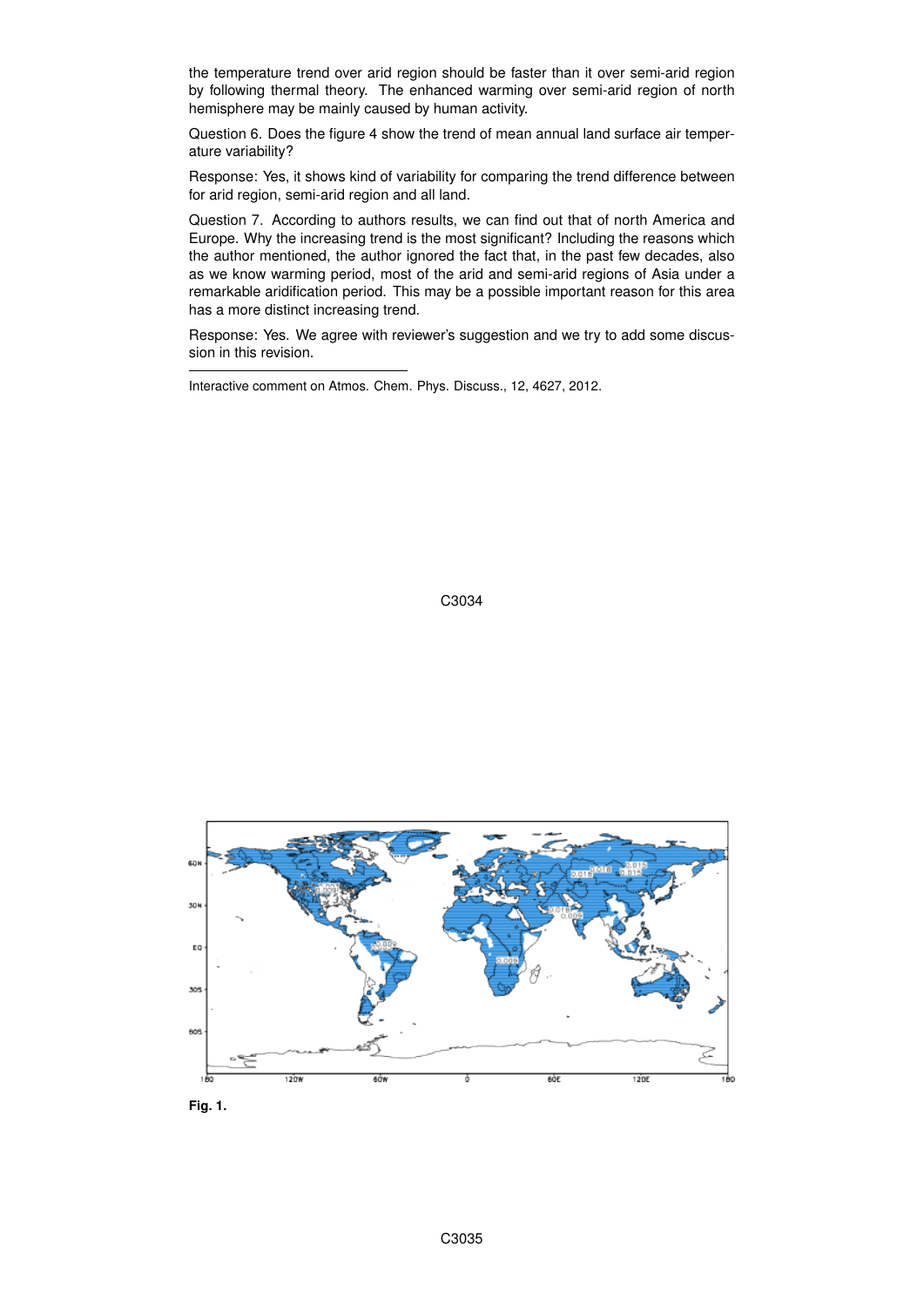the temperature trend over arid region should be faster than it over semi-arid region by following thermal theory. The enhanced warming over semi-arid region of north hemisphere may be mainly caused by human activity.

Question 6. Does the figure 4 show the trend of mean annual land surface air temperature variability?

Response: Yes, it shows kind of variability for comparing the trend difference between for arid region, semi-arid region and all land.

Question 7. According to authors results, we can find out that of north America and Europe. Why the increasing trend is the most significant? Including the reasons which the author mentioned, the author ignored the fact that, in the past few decades, also as we know warming period, most of the arid and semi-arid regions of Asia under a remarkable aridification period. This may be a possible important reason for this area has a more distinct increasing trend.

Response: Yes. We agree with reviewer's suggestion and we try to add some discussion in this revision.

---

Interactive comment on Atmos. Chem. Phys. Discuss., 12, 4627, 2012.

60N
30N
EQ
30S
60S
180
120W
60W
0
60E
120E
180

**Fig. 1.**